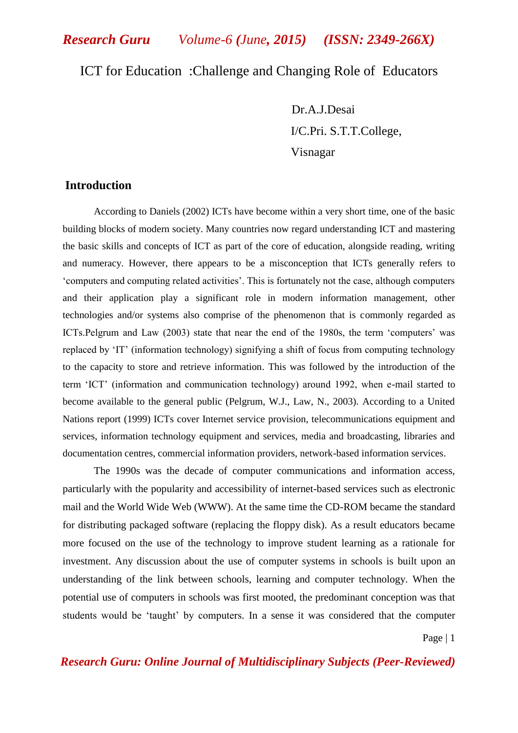# ICT for Education :Challenge and Changing Role of Educators

Dr.A.J.Desai
I/C.Pri. S.T.T.College,
Visnagar

## Introduction

According to Daniels (2002) ICTs have become within a very short time, one of the basic building blocks of modern society. Many countries now regard understanding ICT and mastering the basic skills and concepts of ICT as part of the core of education, alongside reading, writing and numeracy. However, there appears to be a misconception that ICTs generally refers to 'computers and computing related activities'. This is fortunately not the case, although computers and their application play a significant role in modern information management, other technologies and/or systems also comprise of the phenomenon that is commonly regarded as ICTs.Pelgrum and Law (2003) state that near the end of the 1980s, the term 'computers' was replaced by 'IT' (information technology) signifying a shift of focus from computing technology to the capacity to store and retrieve information. This was followed by the introduction of the term 'ICT' (information and communication technology) around 1992, when e-mail started to become available to the general public (Pelgrum, W.J., Law, N., 2003). According to a United Nations report (1999) ICTs cover Internet service provision, telecommunications equipment and services, information technology equipment and services, media and broadcasting, libraries and documentation centres, commercial information providers, network-based information services.

The 1990s was the decade of computer communications and information access, particularly with the popularity and accessibility of internet-based services such as electronic mail and the World Wide Web (WWW). At the same time the CD-ROM became the standard for distributing packaged software (replacing the floppy disk). As a result educators became more focused on the use of the technology to improve student learning as a rationale for investment. Any discussion about the use of computer systems in schools is built upon an understanding of the link between schools, learning and computer technology. When the potential use of computers in schools was first mooted, the predominant conception was that students would be 'taught' by computers. In a sense it was considered that the computer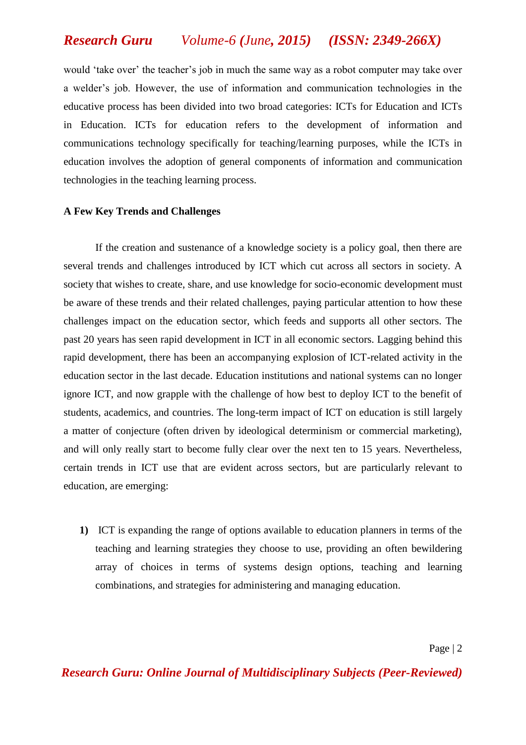would 'take over' the teacher's job in much the same way as a robot computer may take over a welder's job. However, the use of information and communication technologies in the educative process has been divided into two broad categories: ICTs for Education and ICTs in Education. ICTs for education refers to the development of information and communications technology specifically for teaching/learning purposes, while the ICTs in education involves the adoption of general components of information and communication technologies in the teaching learning process.

**A Few Key Trends and Challenges**

If the creation and sustenance of a knowledge society is a policy goal, then there are several trends and challenges introduced by ICT which cut across all sectors in society. A society that wishes to create, share, and use knowledge for socio-economic development must be aware of these trends and their related challenges, paying particular attention to how these challenges impact on the education sector, which feeds and supports all other sectors. The past 20 years has seen rapid development in ICT in all economic sectors. Lagging behind this rapid development, there has been an accompanying explosion of ICT-related activity in the education sector in the last decade. Education institutions and national systems can no longer ignore ICT, and now grapple with the challenge of how best to deploy ICT to the benefit of students, academics, and countries. The long-term impact of ICT on education is still largely a matter of conjecture (often driven by ideological determinism or commercial marketing), and will only really start to become fully clear over the next ten to 15 years. Nevertheless, certain trends in ICT use that are evident across sectors, but are particularly relevant to education, are emerging:

1) ICT is expanding the range of options available to education planners in terms of the teaching and learning strategies they choose to use, providing an often bewildering array of choices in terms of systems design options, teaching and learning combinations, and strategies for administering and managing education.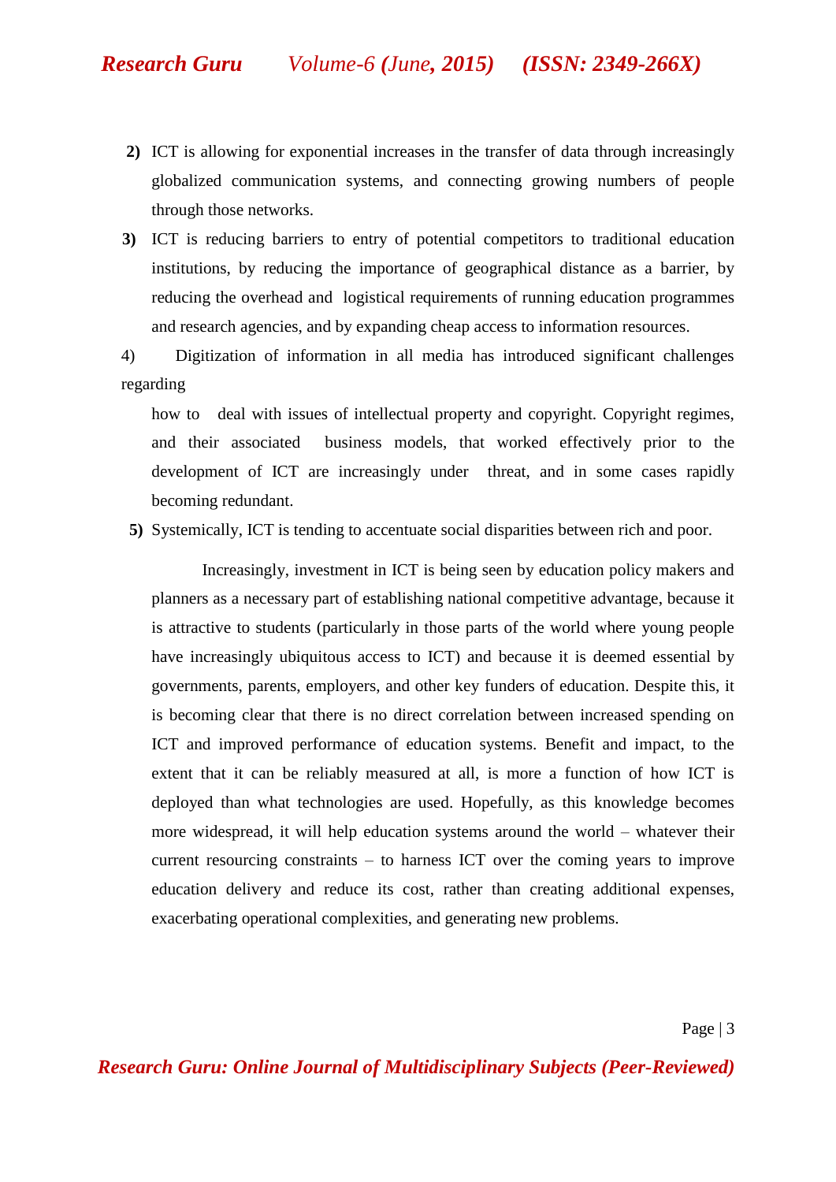2) ICT is allowing for exponential increases in the transfer of data through increasingly globalized communication systems, and connecting growing numbers of people through those networks.

3) ICT is reducing barriers to entry of potential competitors to traditional education institutions, by reducing the importance of geographical distance as a barrier, by reducing the overhead and logistical requirements of running education programmes and research agencies, and by expanding cheap access to information resources.

4) Digitization of information in all media has introduced significant challenges regarding how to deal with issues of intellectual property and copyright. Copyright regimes, and their associated business models, that worked effectively prior to the development of ICT are increasingly under threat, and in some cases rapidly becoming redundant.

5) Systemically, ICT is tending to accentuate social disparities between rich and poor.

Increasingly, investment in ICT is being seen by education policy makers and planners as a necessary part of establishing national competitive advantage, because it is attractive to students (particularly in those parts of the world where young people have increasingly ubiquitous access to ICT) and because it is deemed essential by governments, parents, employers, and other key funders of education. Despite this, it is becoming clear that there is no direct correlation between increased spending on ICT and improved performance of education systems. Benefit and impact, to the extent that it can be reliably measured at all, is more a function of how ICT is deployed than what technologies are used. Hopefully, as this knowledge becomes more widespread, it will help education systems around the world – whatever their current resourcing constraints – to harness ICT over the coming years to improve education delivery and reduce its cost, rather than creating additional expenses, exacerbating operational complexities, and generating new problems.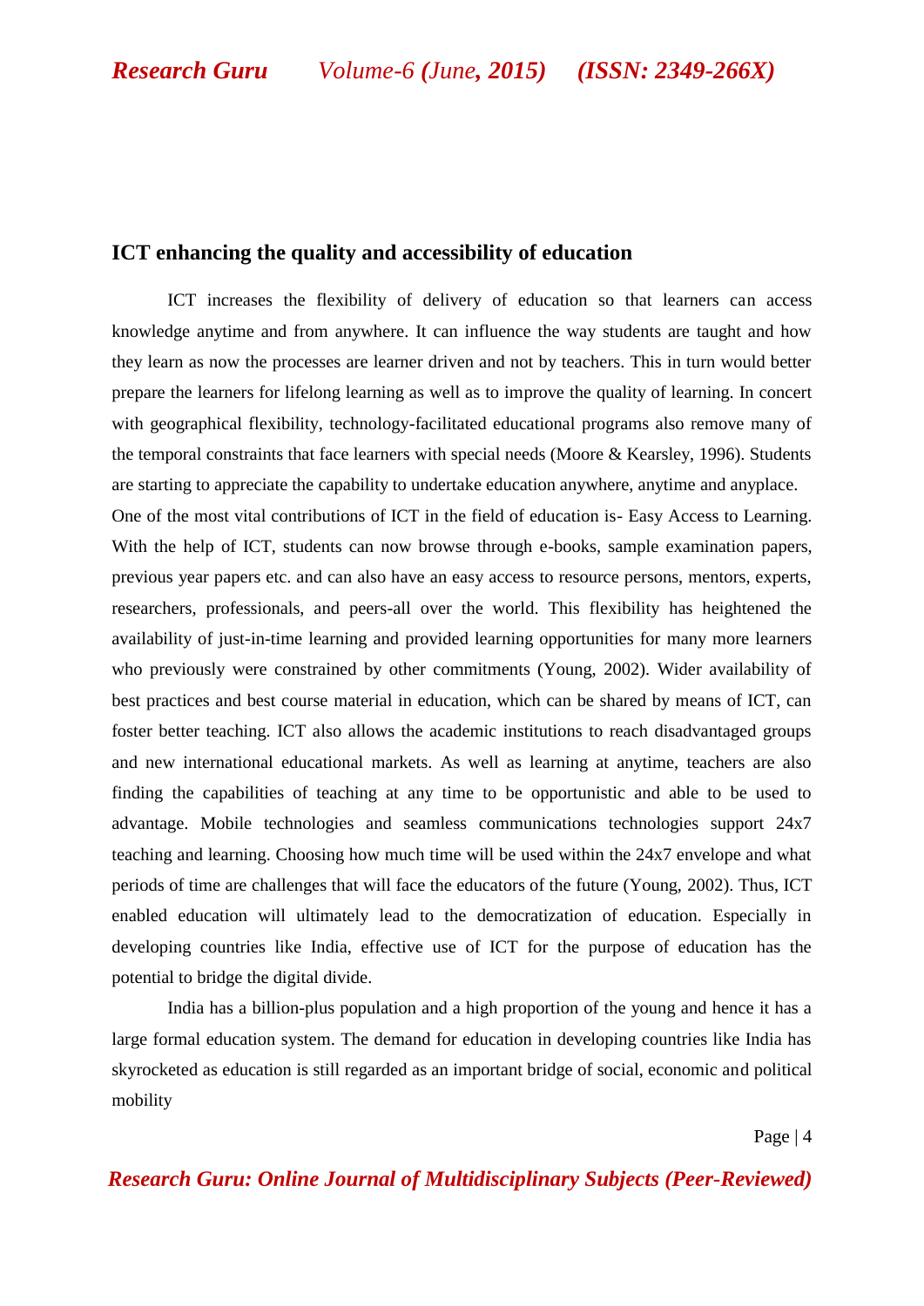## ICT enhancing the quality and accessibility of education

ICT increases the flexibility of delivery of education so that learners can access knowledge anytime and from anywhere. It can influence the way students are taught and how they learn as now the processes are learner driven and not by teachers. This in turn would better prepare the learners for lifelong learning as well as to improve the quality of learning. In concert with geographical flexibility, technology-facilitated educational programs also remove many of the temporal constraints that face learners with special needs (Moore & Kearsley, 1996). Students are starting to appreciate the capability to undertake education anywhere, anytime and anyplace.

One of the most vital contributions of ICT in the field of education is- Easy Access to Learning. With the help of ICT, students can now browse through e-books, sample examination papers, previous year papers etc. and can also have an easy access to resource persons, mentors, experts, researchers, professionals, and peers-all over the world. This flexibility has heightened the availability of just-in-time learning and provided learning opportunities for many more learners who previously were constrained by other commitments (Young, 2002). Wider availability of best practices and best course material in education, which can be shared by means of ICT, can foster better teaching. ICT also allows the academic institutions to reach disadvantaged groups and new international educational markets. As well as learning at anytime, teachers are also finding the capabilities of teaching at any time to be opportunistic and able to be used to advantage. Mobile technologies and seamless communications technologies support 24x7 teaching and learning. Choosing how much time will be used within the 24x7 envelope and what periods of time are challenges that will face the educators of the future (Young, 2002). Thus, ICT enabled education will ultimately lead to the democratization of education. Especially in developing countries like India, effective use of ICT for the purpose of education has the potential to bridge the digital divide.

India has a billion-plus population and a high proportion of the young and hence it has a large formal education system. The demand for education in developing countries like India has skyrocketed as education is still regarded as an important bridge of social, economic and political mobility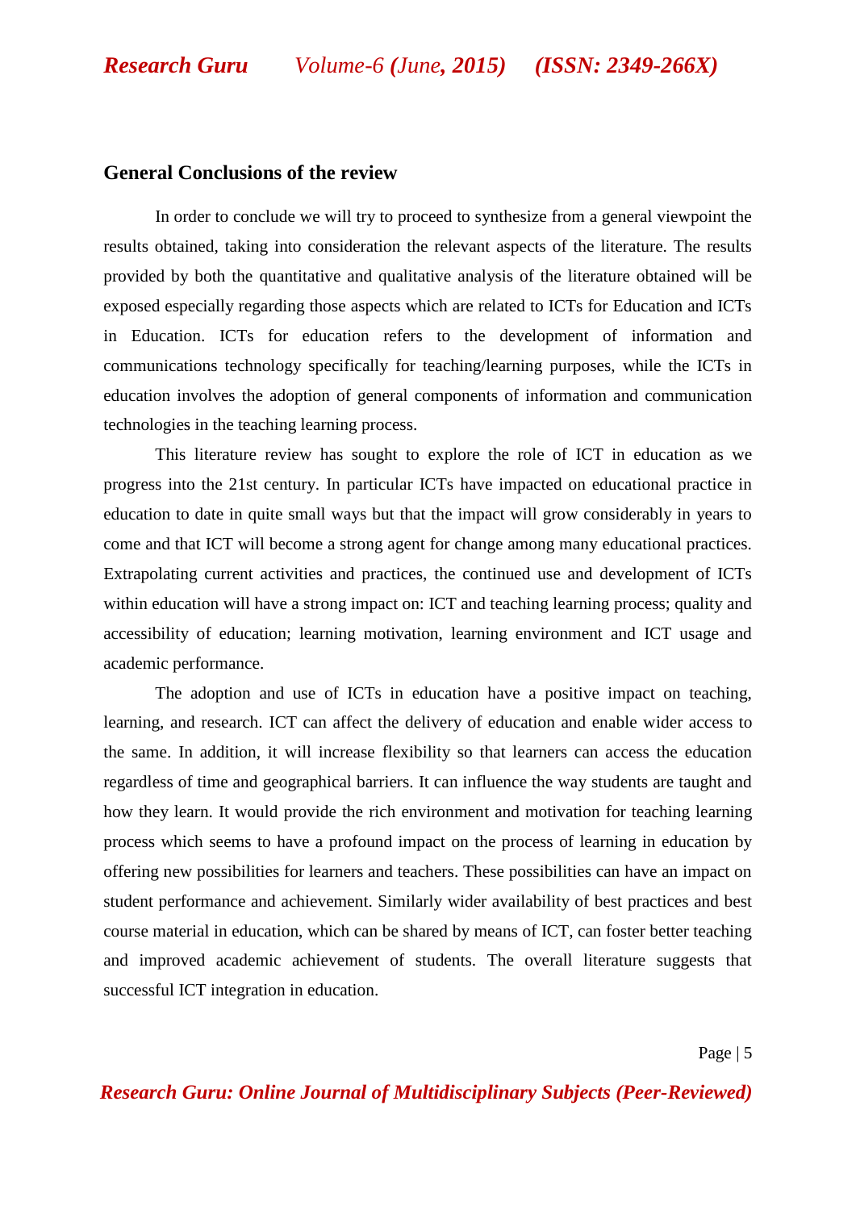## General Conclusions of the review

In order to conclude we will try to proceed to synthesize from a general viewpoint the results obtained, taking into consideration the relevant aspects of the literature. The results provided by both the quantitative and qualitative analysis of the literature obtained will be exposed especially regarding those aspects which are related to ICTs for Education and ICTs in Education. ICTs for education refers to the development of information and communications technology specifically for teaching/learning purposes, while the ICTs in education involves the adoption of general components of information and communication technologies in the teaching learning process.

This literature review has sought to explore the role of ICT in education as we progress into the 21st century. In particular ICTs have impacted on educational practice in education to date in quite small ways but that the impact will grow considerably in years to come and that ICT will become a strong agent for change among many educational practices. Extrapolating current activities and practices, the continued use and development of ICTs within education will have a strong impact on: ICT and teaching learning process; quality and accessibility of education; learning motivation, learning environment and ICT usage and academic performance.

The adoption and use of ICTs in education have a positive impact on teaching, learning, and research. ICT can affect the delivery of education and enable wider access to the same. In addition, it will increase flexibility so that learners can access the education regardless of time and geographical barriers. It can influence the way students are taught and how they learn. It would provide the rich environment and motivation for teaching learning process which seems to have a profound impact on the process of learning in education by offering new possibilities for learners and teachers. These possibilities can have an impact on student performance and achievement. Similarly wider availability of best practices and best course material in education, which can be shared by means of ICT, can foster better teaching and improved academic achievement of students. The overall literature suggests that successful ICT integration in education.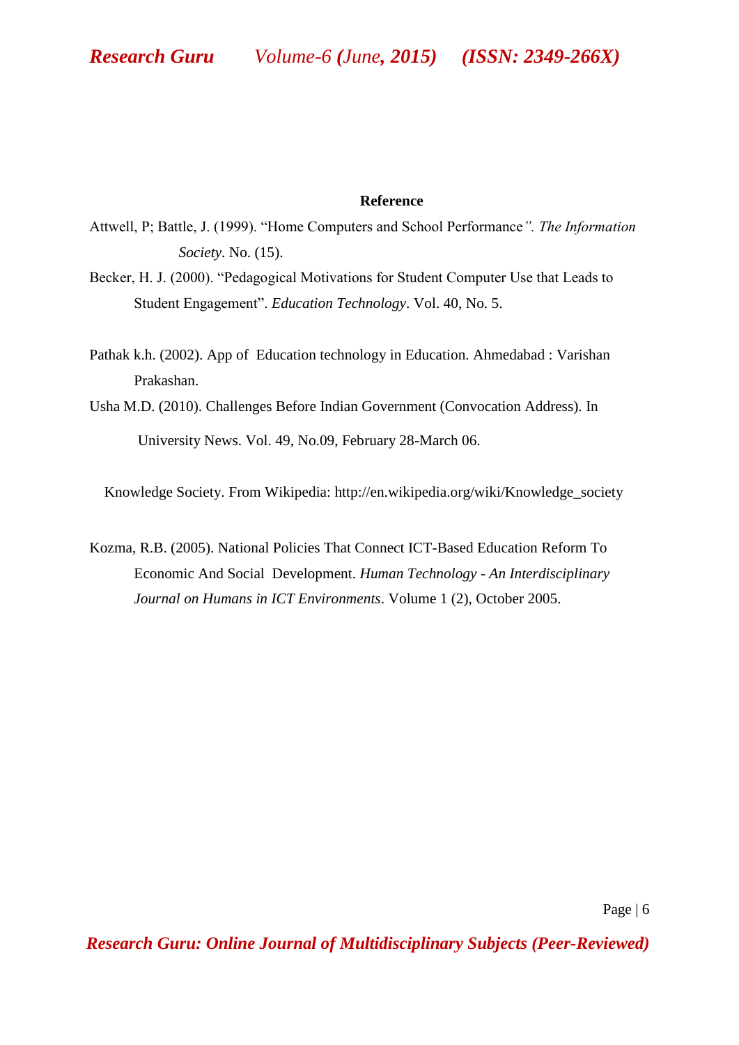**Reference**

Attwell, P; Battle, J. (1999). "Home Computers and School Performance*". The Information Society*. No. (15).

Becker, H. J. (2000). "Pedagogical Motivations for Student Computer Use that Leads to Student Engagement". *Education Technology*. Vol. 40, No. 5.

Pathak k.h. (2002). App of Education technology in Education. Ahmedabad : Varishan Prakashan.

Usha M.D. (2010). Challenges Before Indian Government (Convocation Address). In University News. Vol. 49, No.09, February 28-March 06.

Knowledge Society. From Wikipedia: http://en.wikipedia.org/wiki/Knowledge_society

Kozma, R.B. (2005). National Policies That Connect ICT-Based Education Reform To Economic And Social Development. *Human Technology - An Interdisciplinary Journal on Humans in ICT Environments*. Volume 1 (2), October 2005.